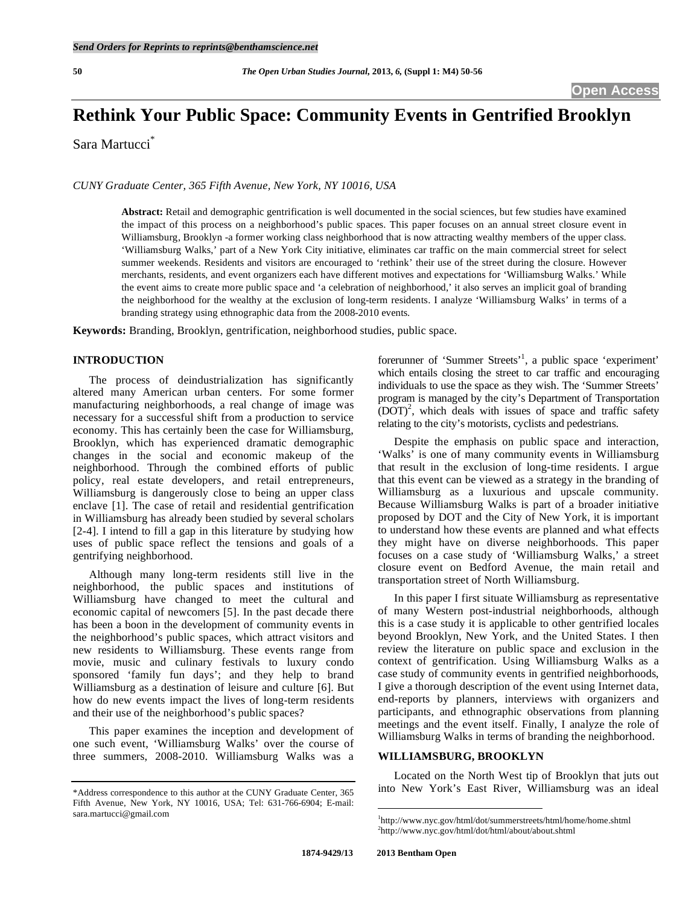# Rethink Your Public Space: Community Events in Gentrified Brooklyn

Sara Martucci*

*CUNY Graduate Center, 365 Fifth Avenue, New York, NY 10016, USA*

**Abstract:** Retail and demographic gentrification is well documented in the social sciences, but few studies have examined the impact of this process on a neighborhood's public spaces. This paper focuses on an annual street closure event in Williamsburg, Brooklyn -a former working class neighborhood that is now attracting wealthy members of the upper class. 'Williamsburg Walks,' part of a New York City initiative, eliminates car traffic on the main commercial street for select summer weekends. Residents and visitors are encouraged to 'rethink' their use of the street during the closure. However merchants, residents, and event organizers each have different motives and expectations for 'Williamsburg Walks.' While the event aims to create more public space and 'a celebration of neighborhood,' it also serves an implicit goal of branding the neighborhood for the wealthy at the exclusion of long-term residents. I analyze 'Williamsburg Walks' in terms of a branding strategy using ethnographic data from the 2008-2010 events.

**Keywords:** Branding, Brooklyn, gentrification, neighborhood studies, public space.

## INTRODUCTION

The process of deindustrialization has significantly altered many American urban centers. For some former manufacturing neighborhoods, a real change of image was necessary for a successful shift from a production to service economy. This has certainly been the case for Williamsburg, Brooklyn, which has experienced dramatic demographic changes in the social and economic makeup of the neighborhood. Through the combined efforts of public policy, real estate developers, and retail entrepreneurs, Williamsburg is dangerously close to being an upper class enclave [1]. The case of retail and residential gentrification in Williamsburg has already been studied by several scholars [2-4]. I intend to fill a gap in this literature by studying how uses of public space reflect the tensions and goals of a gentrifying neighborhood.

Although many long-term residents still live in the neighborhood, the public spaces and institutions of Williamsburg have changed to meet the cultural and economic capital of newcomers [5]. In the past decade there has been a boon in the development of community events in the neighborhood's public spaces, which attract visitors and new residents to Williamsburg. These events range from movie, music and culinary festivals to luxury condo sponsored 'family fun days'; and they help to brand Williamsburg as a destination of leisure and culture [6]. But how do new events impact the lives of long-term residents and their use of the neighborhood's public spaces?

This paper examines the inception and development of one such event, 'Williamsburg Walks' over the course of three summers, 2008-2010. Williamsburg Walks was a forerunner of 'Summer Streets'[1], a public space 'experiment' which entails closing the street to car traffic and encouraging individuals to use the space as they wish. The 'Summer Streets' program is managed by the city's Department of Transportation (DOT)[2], which deals with issues of space and traffic safety relating to the city's motorists, cyclists and pedestrians.

Despite the emphasis on public space and interaction, 'Walks' is one of many community events in Williamsburg that result in the exclusion of long-time residents. I argue that this event can be viewed as a strategy in the branding of Williamsburg as a luxurious and upscale community. Because Williamsburg Walks is part of a broader initiative proposed by DOT and the City of New York, it is important to understand how these events are planned and what effects they might have on diverse neighborhoods. This paper focuses on a case study of 'Williamsburg Walks,' a street closure event on Bedford Avenue, the main retail and transportation street of North Williamsburg.

In this paper I first situate Williamsburg as representative of many Western post-industrial neighborhoods, although this is a case study it is applicable to other gentrified locales beyond Brooklyn, New York, and the United States. I then review the literature on public space and exclusion in the context of gentrification. Using Williamsburg Walks as a case study of community events in gentrified neighborhoods, I give a thorough description of the event using Internet data, end-reports by planners, interviews with organizers and participants, and ethnographic observations from planning meetings and the event itself. Finally, I analyze the role of Williamsburg Walks in terms of branding the neighborhood.

## WILLIAMSBURG, BROOKLYN

Located on the North West tip of Brooklyn that juts out into New York's East River, Williamsburg was an ideal

---

*Address correspondence to this author at the CUNY Graduate Center, 365 Fifth Avenue, New York, NY 10016, USA; Tel: 631-766-6904; E-mail: sara.martucci@gmail.com

[1] http://www.nyc.gov/html/dot/summerstreets/html/home/home.shtml
[2] http://www.nyc.gov/html/dot/html/about/about.shtml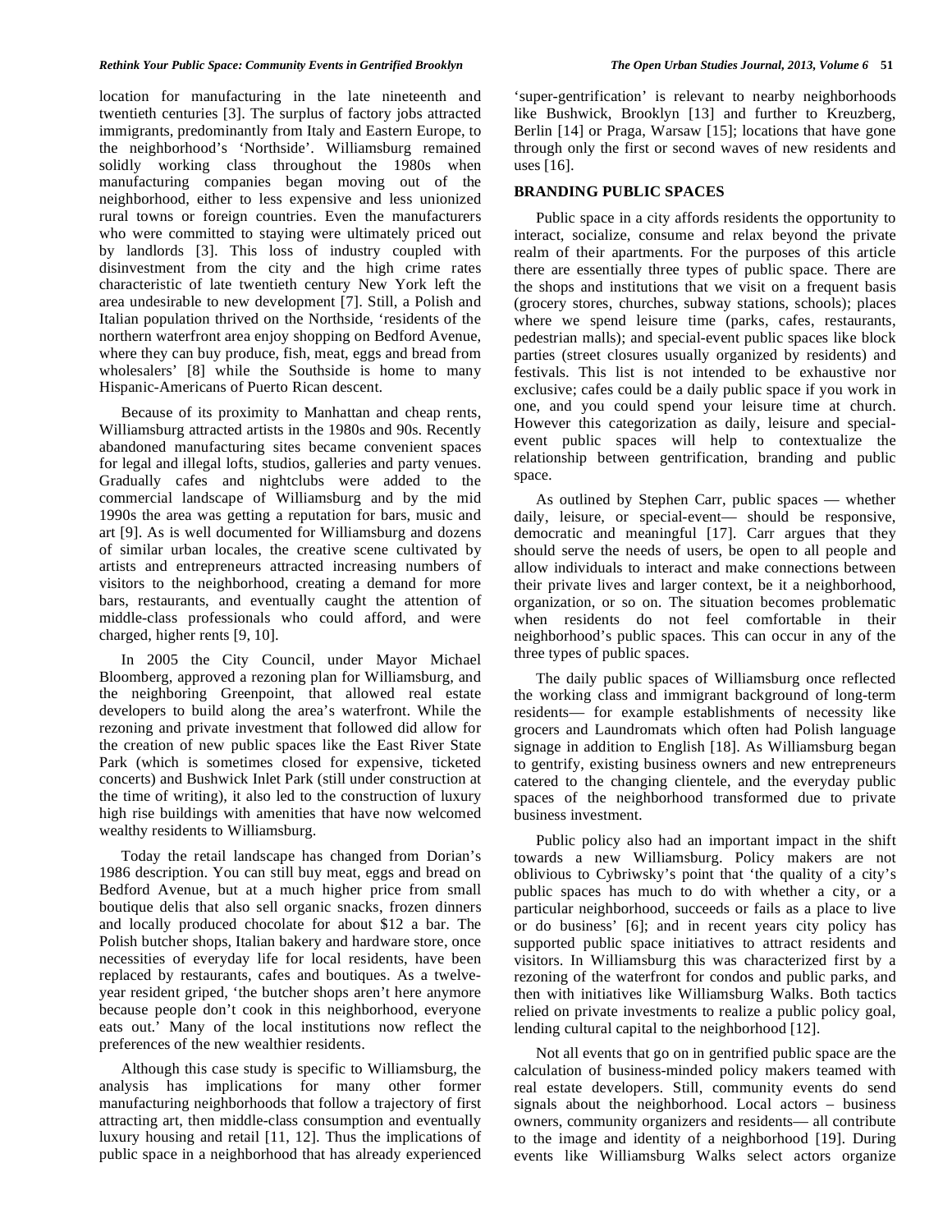location for manufacturing in the late nineteenth and twentieth centuries [3]. The surplus of factory jobs attracted immigrants, predominantly from Italy and Eastern Europe, to the neighborhood's 'Northside'. Williamsburg remained solidly working class throughout the 1980s when manufacturing companies began moving out of the neighborhood, either to less expensive and less unionized rural towns or foreign countries. Even the manufacturers who were committed to staying were ultimately priced out by landlords [3]. This loss of industry coupled with disinvestment from the city and the high crime rates characteristic of late twentieth century New York left the area undesirable to new development [7]. Still, a Polish and Italian population thrived on the Northside, 'residents of the northern waterfront area enjoy shopping on Bedford Avenue, where they can buy produce, fish, meat, eggs and bread from wholesalers' [8] while the Southside is home to many Hispanic-Americans of Puerto Rican descent.

Because of its proximity to Manhattan and cheap rents, Williamsburg attracted artists in the 1980s and 90s. Recently abandoned manufacturing sites became convenient spaces for legal and illegal lofts, studios, galleries and party venues. Gradually cafes and nightclubs were added to the commercial landscape of Williamsburg and by the mid 1990s the area was getting a reputation for bars, music and art [9]. As is well documented for Williamsburg and dozens of similar urban locales, the creative scene cultivated by artists and entrepreneurs attracted increasing numbers of visitors to the neighborhood, creating a demand for more bars, restaurants, and eventually caught the attention of middle-class professionals who could afford, and were charged, higher rents [9, 10].

In 2005 the City Council, under Mayor Michael Bloomberg, approved a rezoning plan for Williamsburg, and the neighboring Greenpoint, that allowed real estate developers to build along the area's waterfront. While the rezoning and private investment that followed did allow for the creation of new public spaces like the East River State Park (which is sometimes closed for expensive, ticketed concerts) and Bushwick Inlet Park (still under construction at the time of writing), it also led to the construction of luxury high rise buildings with amenities that have now welcomed wealthy residents to Williamsburg.

Today the retail landscape has changed from Dorian's 1986 description. You can still buy meat, eggs and bread on Bedford Avenue, but at a much higher price from small boutique delis that also sell organic snacks, frozen dinners and locally produced chocolate for about $12 a bar. The Polish butcher shops, Italian bakery and hardware store, once necessities of everyday life for local residents, have been replaced by restaurants, cafes and boutiques. As a twelve-year resident griped, 'the butcher shops aren't here anymore because people don't cook in this neighborhood, everyone eats out.' Many of the local institutions now reflect the preferences of the new wealthier residents.

Although this case study is specific to Williamsburg, the analysis has implications for many other former manufacturing neighborhoods that follow a trajectory of first attracting art, then middle-class consumption and eventually luxury housing and retail [11, 12]. Thus the implications of public space in a neighborhood that has already experienced 'super-gentrification' is relevant to nearby neighborhoods like Bushwick, Brooklyn [13] and further to Kreuzberg, Berlin [14] or Praga, Warsaw [15]; locations that have gone through only the first or second waves of new residents and uses [16].

## BRANDING PUBLIC SPACES

Public space in a city affords residents the opportunity to interact, socialize, consume and relax beyond the private realm of their apartments. For the purposes of this article there are essentially three types of public space. There are the shops and institutions that we visit on a frequent basis (grocery stores, churches, subway stations, schools); places where we spend leisure time (parks, cafes, restaurants, pedestrian malls); and special-event public spaces like block parties (street closures usually organized by residents) and festivals. This list is not intended to be exhaustive nor exclusive; cafes could be a daily public space if you work in one, and you could spend your leisure time at church. However this categorization as daily, leisure and special-event public spaces will help to contextualize the relationship between gentrification, branding and public space.

As outlined by Stephen Carr, public spaces — whether daily, leisure, or special-event— should be responsive, democratic and meaningful [17]. Carr argues that they should serve the needs of users, be open to all people and allow individuals to interact and make connections between their private lives and larger context, be it a neighborhood, organization, or so on. The situation becomes problematic when residents do not feel comfortable in their neighborhood's public spaces. This can occur in any of the three types of public spaces.

The daily public spaces of Williamsburg once reflected the working class and immigrant background of long-term residents— for example establishments of necessity like grocers and Laundromats which often had Polish language signage in addition to English [18]. As Williamsburg began to gentrify, existing business owners and new entrepreneurs catered to the changing clientele, and the everyday public spaces of the neighborhood transformed due to private business investment.

Public policy also had an important impact in the shift towards a new Williamsburg. Policy makers are not oblivious to Cybriwsky's point that 'the quality of a city's public spaces has much to do with whether a city, or a particular neighborhood, succeeds or fails as a place to live or do business' [6]; and in recent years city policy has supported public space initiatives to attract residents and visitors. In Williamsburg this was characterized first by a rezoning of the waterfront for condos and public parks, and then with initiatives like Williamsburg Walks. Both tactics relied on private investments to realize a public policy goal, lending cultural capital to the neighborhood [12].

Not all events that go on in gentrified public space are the calculation of business-minded policy makers teamed with real estate developers. Still, community events do send signals about the neighborhood. Local actors – business owners, community organizers and residents— all contribute to the image and identity of a neighborhood [19]. During events like Williamsburg Walks select actors organize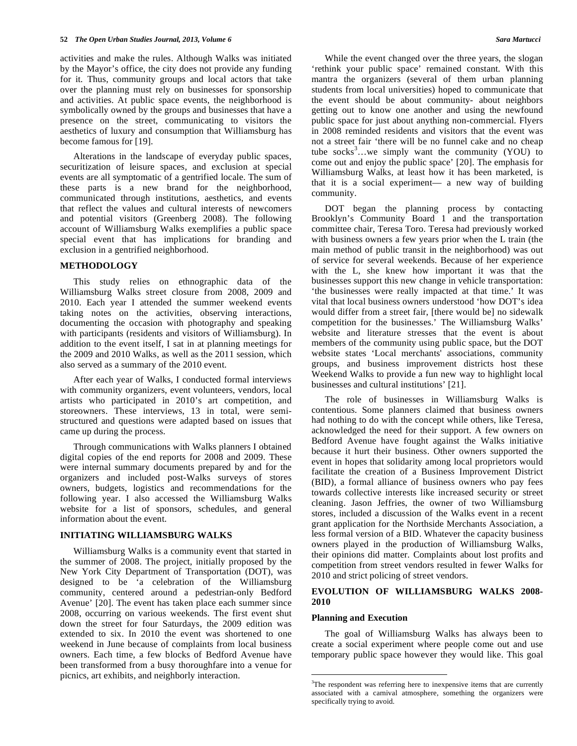activities and make the rules. Although Walks was initiated by the Mayor's office, the city does not provide any funding for it. Thus, community groups and local actors that take over the planning must rely on businesses for sponsorship and activities. At public space events, the neighborhood is symbolically owned by the groups and businesses that have a presence on the street, communicating to visitors the aesthetics of luxury and consumption that Williamsburg has become famous for [19].

Alterations in the landscape of everyday public spaces, securitization of leisure spaces, and exclusion at special events are all symptomatic of a gentrified locale. The sum of these parts is a new brand for the neighborhood, communicated through institutions, aesthetics, and events that reflect the values and cultural interests of newcomers and potential visitors (Greenberg 2008). The following account of Williamsburg Walks exemplifies a public space special event that has implications for branding and exclusion in a gentrified neighborhood.

## METHODOLOGY

This study relies on ethnographic data of the Williamsburg Walks street closure from 2008, 2009 and 2010. Each year I attended the summer weekend events taking notes on the activities, observing interactions, documenting the occasion with photography and speaking with participants (residents and visitors of Williamsburg). In addition to the event itself, I sat in at planning meetings for the 2009 and 2010 Walks, as well as the 2011 session, which also served as a summary of the 2010 event.

After each year of Walks, I conducted formal interviews with community organizers, event volunteers, vendors, local artists who participated in 2010's art competition, and storeowners. These interviews, 13 in total, were semi-structured and questions were adapted based on issues that came up during the process.

Through communications with Walks planners I obtained digital copies of the end reports for 2008 and 2009. These were internal summary documents prepared by and for the organizers and included post-Walks surveys of stores owners, budgets, logistics and recommendations for the following year. I also accessed the Williamsburg Walks website for a list of sponsors, schedules, and general information about the event.

## INITIATING WILLIAMSBURG WALKS

Williamsburg Walks is a community event that started in the summer of 2008. The project, initially proposed by the New York City Department of Transportation (DOT), was designed to be 'a celebration of the Williamsburg community, centered around a pedestrian-only Bedford Avenue' [20]. The event has taken place each summer since 2008, occurring on various weekends. The first event shut down the street for four Saturdays, the 2009 edition was extended to six. In 2010 the event was shortened to one weekend in June because of complaints from local business owners. Each time, a few blocks of Bedford Avenue have been transformed from a busy thoroughfare into a venue for picnics, art exhibits, and neighborly interaction.

While the event changed over the three years, the slogan 'rethink your public space' remained constant. With this mantra the organizers (several of them urban planning students from local universities) hoped to communicate that the event should be about community- about neighbors getting out to know one another and using the newfound public space for just about anything non-commercial. Flyers in 2008 reminded residents and visitors that the event was not a street fair 'there will be no funnel cake and no cheap tube socks[3]…we simply want the community (YOU) to come out and enjoy the public space' [20]. The emphasis for Williamsburg Walks, at least how it has been marketed, is that it is a social experiment— a new way of building community.

DOT began the planning process by contacting Brooklyn's Community Board 1 and the transportation committee chair, Teresa Toro. Teresa had previously worked with business owners a few years prior when the L train (the main method of public transit in the neighborhood) was out of service for several weekends. Because of her experience with the L, she knew how important it was that the businesses support this new change in vehicle transportation: 'the businesses were really impacted at that time.' It was vital that local business owners understood 'how DOT's idea would differ from a street fair, [there would be] no sidewalk competition for the businesses.' The Williamsburg Walks' website and literature stresses that the event is about members of the community using public space, but the DOT website states 'Local merchants' associations, community groups, and business improvement districts host these Weekend Walks to provide a fun new way to highlight local businesses and cultural institutions' [21].

The role of businesses in Williamsburg Walks is contentious. Some planners claimed that business owners had nothing to do with the concept while others, like Teresa, acknowledged the need for their support. A few owners on Bedford Avenue have fought against the Walks initiative because it hurt their business. Other owners supported the event in hopes that solidarity among local proprietors would facilitate the creation of a Business Improvement District (BID), a formal alliance of business owners who pay fees towards collective interests like increased security or street cleaning. Jason Jeffries, the owner of two Williamsburg stores, included a discussion of the Walks event in a recent grant application for the Northside Merchants Association, a less formal version of a BID. Whatever the capacity business owners played in the production of Williamsburg Walks, their opinions did matter. Complaints about lost profits and competition from street vendors resulted in fewer Walks for 2010 and strict policing of street vendors.

## EVOLUTION OF WILLIAMSBURG WALKS 2008-2010

### Planning and Execution

The goal of Williamsburg Walks has always been to create a social experiment where people come out and use temporary public space however they would like. This goal

[3]The respondent was referring here to inexpensive items that are currently associated with a carnival atmosphere, something the organizers were specifically trying to avoid.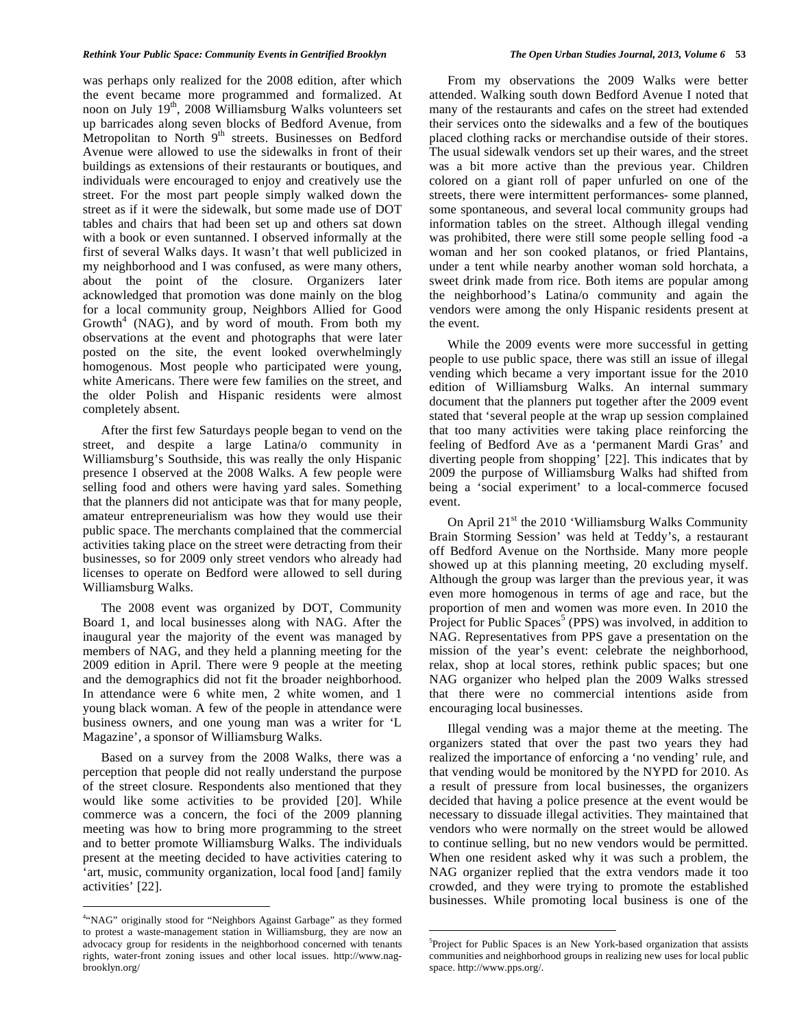was perhaps only realized for the 2008 edition, after which the event became more programmed and formalized. At noon on July 19th, 2008 Williamsburg Walks volunteers set up barricades along seven blocks of Bedford Avenue, from Metropolitan to North 9th streets. Businesses on Bedford Avenue were allowed to use the sidewalks in front of their buildings as extensions of their restaurants or boutiques, and individuals were encouraged to enjoy and creatively use the street. For the most part people simply walked down the street as if it were the sidewalk, but some made use of DOT tables and chairs that had been set up and others sat down with a book or even suntanned. I observed informally at the first of several Walks days. It wasn't that well publicized in my neighborhood and I was confused, as were many others, about the point of the closure. Organizers later acknowledged that promotion was done mainly on the blog for a local community group, Neighbors Allied for Good Growth[4] (NAG), and by word of mouth. From both my observations at the event and photographs that were later posted on the site, the event looked overwhelmingly homogenous. Most people who participated were young, white Americans. There were few families on the street, and the older Polish and Hispanic residents were almost completely absent.

After the first few Saturdays people began to vend on the street, and despite a large Latina/o community in Williamsburg's Southside, this was really the only Hispanic presence I observed at the 2008 Walks. A few people were selling food and others were having yard sales. Something that the planners did not anticipate was that for many people, amateur entrepreneurialism was how they would use their public space. The merchants complained that the commercial activities taking place on the street were detracting from their businesses, so for 2009 only street vendors who already had licenses to operate on Bedford were allowed to sell during Williamsburg Walks.

The 2008 event was organized by DOT, Community Board 1, and local businesses along with NAG. After the inaugural year the majority of the event was managed by members of NAG, and they held a planning meeting for the 2009 edition in April. There were 9 people at the meeting and the demographics did not fit the broader neighborhood. In attendance were 6 white men, 2 white women, and 1 young black woman. A few of the people in attendance were business owners, and one young man was a writer for 'L Magazine', a sponsor of Williamsburg Walks.

Based on a survey from the 2008 Walks, there was a perception that people did not really understand the purpose of the street closure. Respondents also mentioned that they would like some activities to be provided [20]. While commerce was a concern, the foci of the 2009 planning meeting was how to bring more programming to the street and to better promote Williamsburg Walks. The individuals present at the meeting decided to have activities catering to 'art, music, community organization, local food [and] family activities' [22].

From my observations the 2009 Walks were better attended. Walking south down Bedford Avenue I noted that many of the restaurants and cafes on the street had extended their services onto the sidewalks and a few of the boutiques placed clothing racks or merchandise outside of their stores. The usual sidewalk vendors set up their wares, and the street was a bit more active than the previous year. Children colored on a giant roll of paper unfurled on one of the streets, there were intermittent performances- some planned, some spontaneous, and several local community groups had information tables on the street. Although illegal vending was prohibited, there were still some people selling food -a woman and her son cooked platanos, or fried Plantains, under a tent while nearby another woman sold horchata, a sweet drink made from rice. Both items are popular among the neighborhood's Latina/o community and again the vendors were among the only Hispanic residents present at the event.

While the 2009 events were more successful in getting people to use public space, there was still an issue of illegal vending which became a very important issue for the 2010 edition of Williamsburg Walks. An internal summary document that the planners put together after the 2009 event stated that 'several people at the wrap up session complained that too many activities were taking place reinforcing the feeling of Bedford Ave as a 'permanent Mardi Gras' and diverting people from shopping' [22]. This indicates that by 2009 the purpose of Williamsburg Walks had shifted from being a 'social experiment' to a local-commerce focused event.

On April 21st the 2010 'Williamsburg Walks Community Brain Storming Session' was held at Teddy's, a restaurant off Bedford Avenue on the Northside. Many more people showed up at this planning meeting, 20 excluding myself. Although the group was larger than the previous year, it was even more homogenous in terms of age and race, but the proportion of men and women was more even. In 2010 the Project for Public Spaces[5] (PPS) was involved, in addition to NAG. Representatives from PPS gave a presentation on the mission of the year's event: celebrate the neighborhood, relax, shop at local stores, rethink public spaces; but one NAG organizer who helped plan the 2009 Walks stressed that there were no commercial intentions aside from encouraging local businesses.

Illegal vending was a major theme at the meeting. The organizers stated that over the past two years they had realized the importance of enforcing a 'no vending' rule, and that vending would be monitored by the NYPD for 2010. As a result of pressure from local businesses, the organizers decided that having a police presence at the event would be necessary to dissuade illegal activities. They maintained that vendors who were normally on the street would be allowed to continue selling, but no new vendors would be permitted. When one resident asked why it was such a problem, the NAG organizer replied that the extra vendors made it too crowded, and they were trying to promote the established businesses. While promoting local business is one of the

---

[4] "NAG" originally stood for "Neighbors Against Garbage" as they formed to protest a waste-management station in Williamsburg, they are now an advocacy group for residents in the neighborhood concerned with tenants rights, water-front zoning issues and other local issues. http://www.nag-brooklyn.org/

[5] Project for Public Spaces is an New York-based organization that assists communities and neighborhood groups in realizing new uses for local public space. http://www.pps.org/.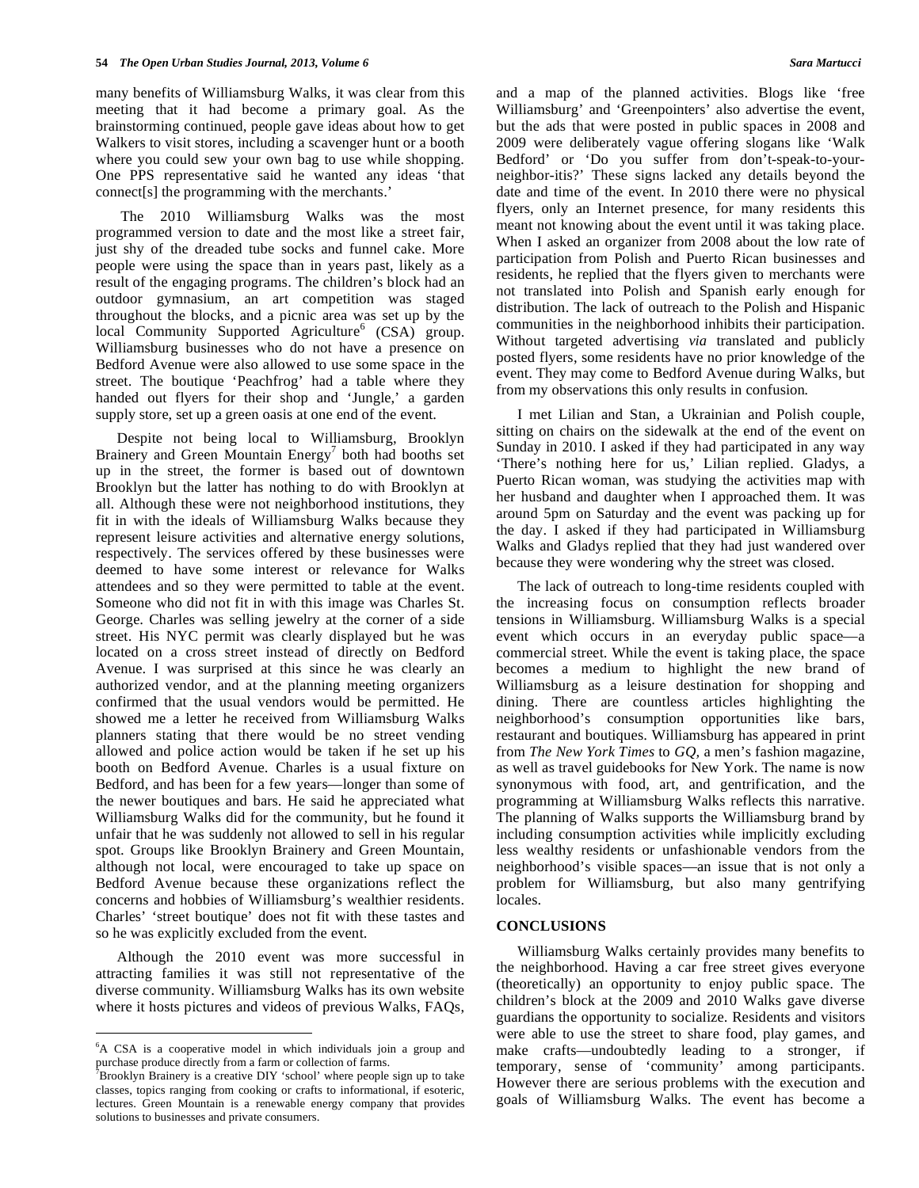many benefits of Williamsburg Walks, it was clear from this meeting that it had become a primary goal. As the brainstorming continued, people gave ideas about how to get Walkers to visit stores, including a scavenger hunt or a booth where you could sew your own bag to use while shopping. One PPS representative said he wanted any ideas 'that connect[s] the programming with the merchants.'

The 2010 Williamsburg Walks was the most programmed version to date and the most like a street fair, just shy of the dreaded tube socks and funnel cake. More people were using the space than in years past, likely as a result of the engaging programs. The children's block had an outdoor gymnasium, an art competition was staged throughout the blocks, and a picnic area was set up by the local Community Supported Agriculture[6] (CSA) group. Williamsburg businesses who do not have a presence on Bedford Avenue were also allowed to use some space in the street. The boutique 'Peachfrog' had a table where they handed out flyers for their shop and 'Jungle,' a garden supply store, set up a green oasis at one end of the event.

Despite not being local to Williamsburg, Brooklyn Brainery and Green Mountain Energy[7] both had booths set up in the street, the former is based out of downtown Brooklyn but the latter has nothing to do with Brooklyn at all. Although these were not neighborhood institutions, they fit in with the ideals of Williamsburg Walks because they represent leisure activities and alternative energy solutions, respectively. The services offered by these businesses were deemed to have some interest or relevance for Walks attendees and so they were permitted to table at the event. Someone who did not fit in with this image was Charles St. George. Charles was selling jewelry at the corner of a side street. His NYC permit was clearly displayed but he was located on a cross street instead of directly on Bedford Avenue. I was surprised at this since he was clearly an authorized vendor, and at the planning meeting organizers confirmed that the usual vendors would be permitted. He showed me a letter he received from Williamsburg Walks planners stating that there would be no street vending allowed and police action would be taken if he set up his booth on Bedford Avenue. Charles is a usual fixture on Bedford, and has been for a few years—longer than some of the newer boutiques and bars. He said he appreciated what Williamsburg Walks did for the community, but he found it unfair that he was suddenly not allowed to sell in his regular spot. Groups like Brooklyn Brainery and Green Mountain, although not local, were encouraged to take up space on Bedford Avenue because these organizations reflect the concerns and hobbies of Williamsburg's wealthier residents. Charles' 'street boutique' does not fit with these tastes and so he was explicitly excluded from the event.

Although the 2010 event was more successful in attracting families it was still not representative of the diverse community. Williamsburg Walks has its own website where it hosts pictures and videos of previous Walks, FAQs, and a map of the planned activities. Blogs like 'free Williamsburg' and 'Greenpointers' also advertise the event, but the ads that were posted in public spaces in 2008 and 2009 were deliberately vague offering slogans like 'Walk Bedford' or 'Do you suffer from don't-speak-to-your-neighbor-itis?' These signs lacked any details beyond the date and time of the event. In 2010 there were no physical flyers, only an Internet presence, for many residents this meant not knowing about the event until it was taking place. When I asked an organizer from 2008 about the low rate of participation from Polish and Puerto Rican businesses and residents, he replied that the flyers given to merchants were not translated into Polish and Spanish early enough for distribution. The lack of outreach to the Polish and Hispanic communities in the neighborhood inhibits their participation. Without targeted advertising *via* translated and publicly posted flyers, some residents have no prior knowledge of the event. They may come to Bedford Avenue during Walks, but from my observations this only results in confusion.

I met Lilian and Stan, a Ukrainian and Polish couple, sitting on chairs on the sidewalk at the end of the event on Sunday in 2010. I asked if they had participated in any way 'There's nothing here for us,' Lilian replied. Gladys, a Puerto Rican woman, was studying the activities map with her husband and daughter when I approached them. It was around 5pm on Saturday and the event was packing up for the day. I asked if they had participated in Williamsburg Walks and Gladys replied that they had just wandered over because they were wondering why the street was closed.

The lack of outreach to long-time residents coupled with the increasing focus on consumption reflects broader tensions in Williamsburg. Williamsburg Walks is a special event which occurs in an everyday public space—a commercial street. While the event is taking place, the space becomes a medium to highlight the new brand of Williamsburg as a leisure destination for shopping and dining. There are countless articles highlighting the neighborhood's consumption opportunities like bars, restaurant and boutiques. Williamsburg has appeared in print from *The New York Times* to *GQ*, a men's fashion magazine, as well as travel guidebooks for New York. The name is now synonymous with food, art, and gentrification, and the programming at Williamsburg Walks reflects this narrative. The planning of Walks supports the Williamsburg brand by including consumption activities while implicitly excluding less wealthy residents or unfashionable vendors from the neighborhood's visible spaces—an issue that is not only a problem for Williamsburg, but also many gentrifying locales.

## CONCLUSIONS

Williamsburg Walks certainly provides many benefits to the neighborhood. Having a car free street gives everyone (theoretically) an opportunity to enjoy public space. The children's block at the 2009 and 2010 Walks gave diverse guardians the opportunity to socialize. Residents and visitors were able to use the street to share food, play games, and make crafts—undoubtedly leading to a stronger, if temporary, sense of 'community' among participants. However there are serious problems with the execution and goals of Williamsburg Walks. The event has become a

---

[6] A CSA is a cooperative model in which individuals join a group and purchase produce directly from a farm or collection of farms.

[7] Brooklyn Brainery is a creative DIY 'school' where people sign up to take classes, topics ranging from cooking or crafts to informational, if esoteric, lectures. Green Mountain is a renewable energy company that provides solutions to businesses and private consumers.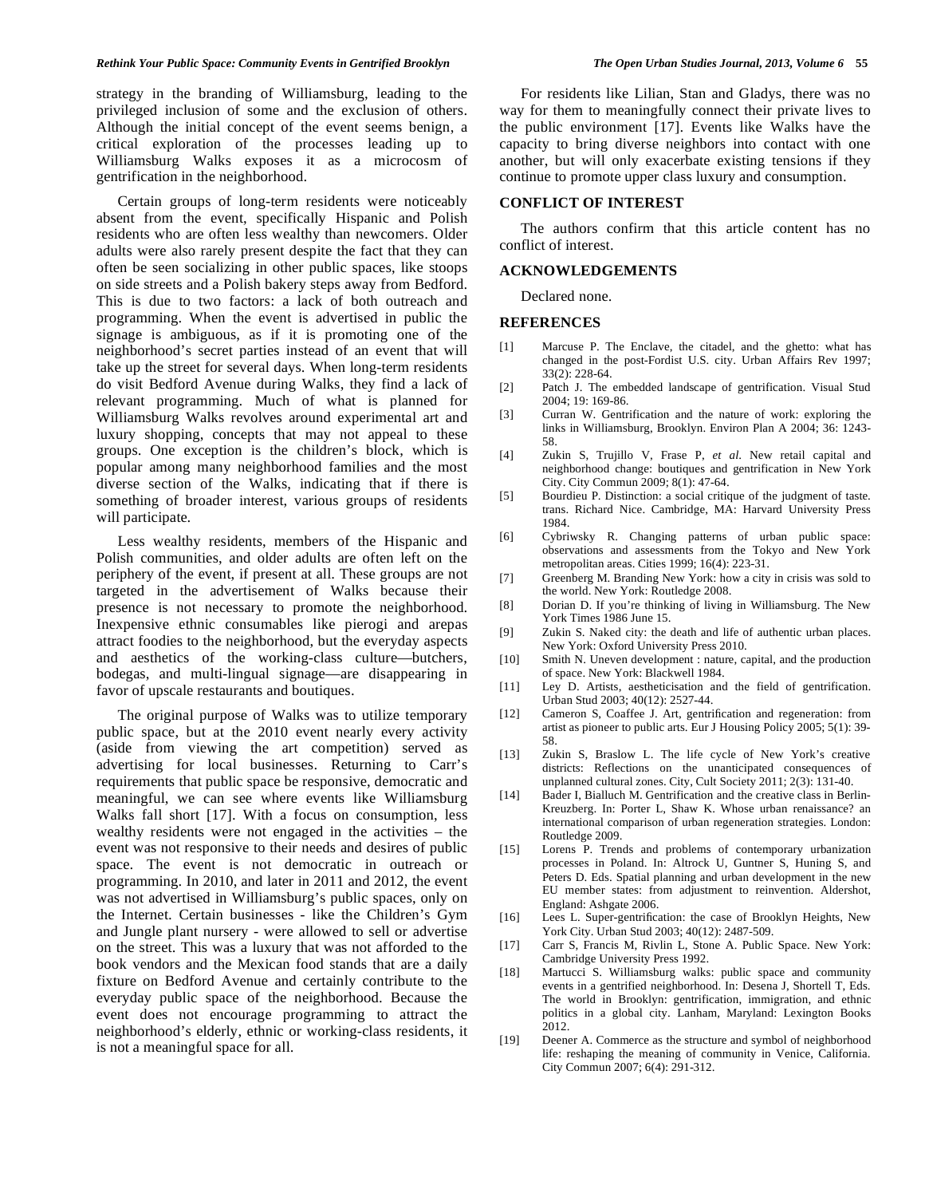strategy in the branding of Williamsburg, leading to the privileged inclusion of some and the exclusion of others. Although the initial concept of the event seems benign, a critical exploration of the processes leading up to Williamsburg Walks exposes it as a microcosm of gentrification in the neighborhood.

Certain groups of long-term residents were noticeably absent from the event, specifically Hispanic and Polish residents who are often less wealthy than newcomers. Older adults were also rarely present despite the fact that they can often be seen socializing in other public spaces, like stoops on side streets and a Polish bakery steps away from Bedford. This is due to two factors: a lack of both outreach and programming. When the event is advertised in public the signage is ambiguous, as if it is promoting one of the neighborhood's secret parties instead of an event that will take up the street for several days. When long-term residents do visit Bedford Avenue during Walks, they find a lack of relevant programming. Much of what is planned for Williamsburg Walks revolves around experimental art and luxury shopping, concepts that may not appeal to these groups. One exception is the children's block, which is popular among many neighborhood families and the most diverse section of the Walks, indicating that if there is something of broader interest, various groups of residents will participate.

Less wealthy residents, members of the Hispanic and Polish communities, and older adults are often left on the periphery of the event, if present at all. These groups are not targeted in the advertisement of Walks because their presence is not necessary to promote the neighborhood. Inexpensive ethnic consumables like pierogi and arepas attract foodies to the neighborhood, but the everyday aspects and aesthetics of the working-class culture—butchers, bodegas, and multi-lingual signage—are disappearing in favor of upscale restaurants and boutiques.

The original purpose of Walks was to utilize temporary public space, but at the 2010 event nearly every activity (aside from viewing the art competition) served as advertising for local businesses. Returning to Carr's requirements that public space be responsive, democratic and meaningful, we can see where events like Williamsburg Walks fall short [17]. With a focus on consumption, less wealthy residents were not engaged in the activities – the event was not responsive to their needs and desires of public space. The event is not democratic in outreach or programming. In 2010, and later in 2011 and 2012, the event was not advertised in Williamsburg's public spaces, only on the Internet. Certain businesses - like the Children's Gym and Jungle plant nursery - were allowed to sell or advertise on the street. This was a luxury that was not afforded to the book vendors and the Mexican food stands that are a daily fixture on Bedford Avenue and certainly contribute to the everyday public space of the neighborhood. Because the event does not encourage programming to attract the neighborhood's elderly, ethnic or working-class residents, it is not a meaningful space for all.

For residents like Lilian, Stan and Gladys, there was no way for them to meaningfully connect their private lives to the public environment [17]. Events like Walks have the capacity to bring diverse neighbors into contact with one another, but will only exacerbate existing tensions if they continue to promote upper class luxury and consumption.

## CONFLICT OF INTEREST

The authors confirm that this article content has no conflict of interest.

## ACKNOWLEDGEMENTS

Declared none.

## REFERENCES

[1] Marcuse P. The Enclave, the citadel, and the ghetto: what has changed in the post-Fordist U.S. city. Urban Affairs Rev 1997; 33(2): 228-64.

[2] Patch J. The embedded landscape of gentrification. Visual Stud 2004; 19: 169-86.

[3] Curran W. Gentrification and the nature of work: exploring the links in Williamsburg, Brooklyn. Environ Plan A 2004; 36: 1243-58.

[4] Zukin S, Trujillo V, Frase P, *et al.* New retail capital and neighborhood change: boutiques and gentrification in New York City. City Commun 2009; 8(1): 47-64.

[5] Bourdieu P. Distinction: a social critique of the judgment of taste. trans. Richard Nice. Cambridge, MA: Harvard University Press 1984.

[6] Cybriwsky R. Changing patterns of urban public space: observations and assessments from the Tokyo and New York metropolitan areas. Cities 1999; 16(4): 223-31.

[7] Greenberg M. Branding New York: how a city in crisis was sold to the world. New York: Routledge 2008.

[8] Dorian D. If you're thinking of living in Williamsburg. The New York Times 1986 June 15.

[9] Zukin S. Naked city: the death and life of authentic urban places. New York: Oxford University Press 2010.

[10] Smith N. Uneven development : nature, capital, and the production of space. New York: Blackwell 1984.

[11] Ley D. Artists, aestheticisation and the field of gentrification. Urban Stud 2003; 40(12): 2527-44.

[12] Cameron S, Coaffee J. Art, gentrification and regeneration: from artist as pioneer to public arts. Eur J Housing Policy 2005; 5(1): 39-58.

[13] Zukin S, Braslow L. The life cycle of New York's creative districts: Reflections on the unanticipated consequences of unplanned cultural zones. City, Cult Society 2011; 2(3): 131-40.

[14] Bader I, Bialluch M. Gentrification and the creative class in Berlin-Kreuzberg. In: Porter L, Shaw K. Whose urban renaissance? an international comparison of urban regeneration strategies. London: Routledge 2009.

[15] Lorens P. Trends and problems of contemporary urbanization processes in Poland. In: Altrock U, Guntner S, Huning S, and Peters D. Eds. Spatial planning and urban development in the new EU member states: from adjustment to reinvention. Aldershot, England: Ashgate 2006.

[16] Lees L. Super-gentrification: the case of Brooklyn Heights, New York City. Urban Stud 2003; 40(12): 2487-509.

[17] Carr S, Francis M, Rivlin L, Stone A. Public Space. New York: Cambridge University Press 1992.

[18] Martucci S. Williamsburg walks: public space and community events in a gentrified neighborhood. In: Desena J, Shortell T, Eds. The world in Brooklyn: gentrification, immigration, and ethnic politics in a global city. Lanham, Maryland: Lexington Books 2012.

[19] Deener A. Commerce as the structure and symbol of neighborhood life: reshaping the meaning of community in Venice, California. City Commun 2007; 6(4): 291-312.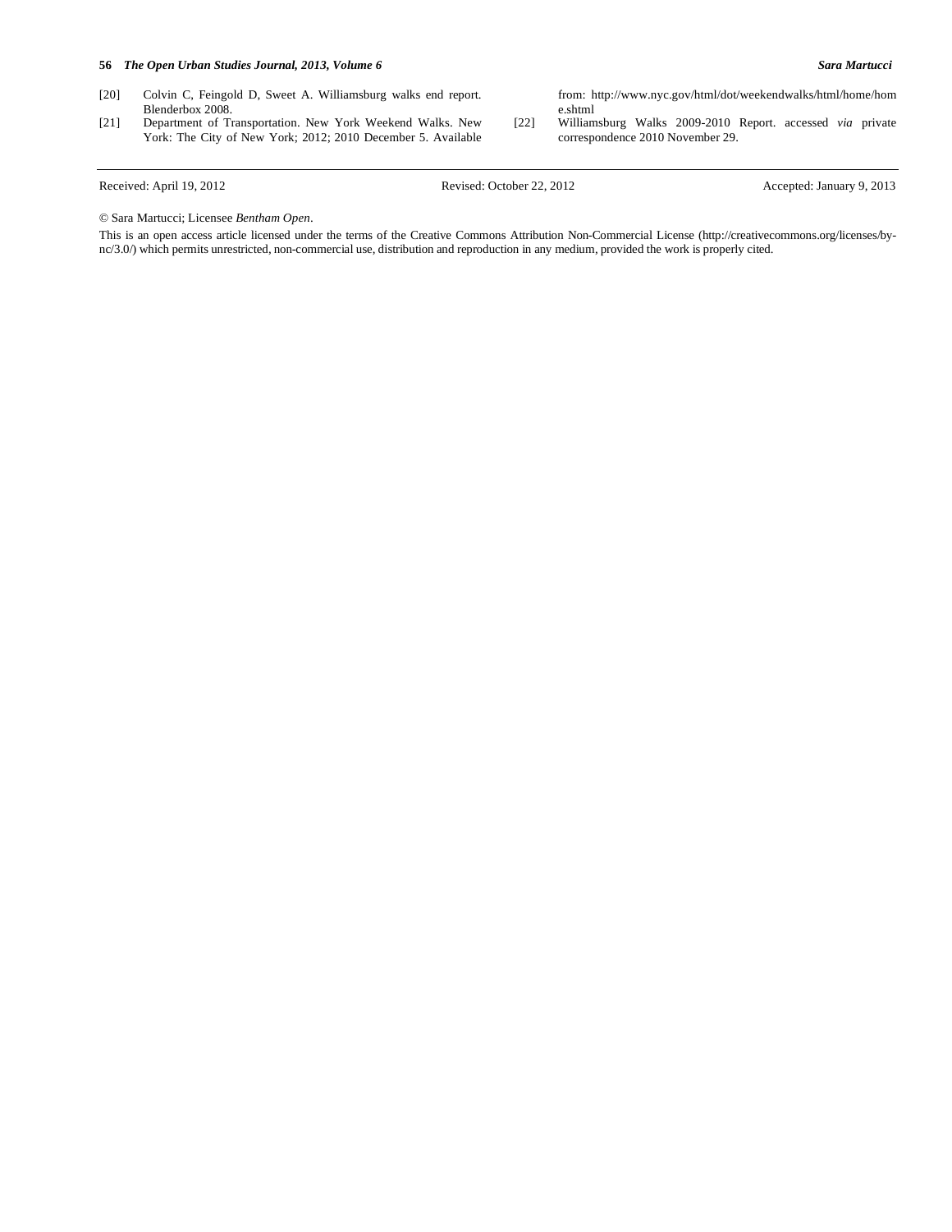[20] Colvin C, Feingold D, Sweet A. Williamsburg walks end report. Blenderbox 2008.

[21] Department of Transportation. New York Weekend Walks. New York: The City of New York; 2012; 2010 December 5. Available from: http://www.nyc.gov/html/dot/weekendwalks/html/home/home.shtml

[22] Williamsburg Walks 2009-2010 Report. accessed *via* private correspondence 2010 November 29.

---

Received: April 19, 2012 Revised: October 22, 2012 Accepted: January 9, 2013

© Sara Martucci; Licensee *Bentham Open*.

This is an open access article licensed under the terms of the Creative Commons Attribution Non-Commercial License (http://creativecommons.org/licenses/by-nc/3.0/) which permits unrestricted, non-commercial use, distribution and reproduction in any medium, provided the work is properly cited.